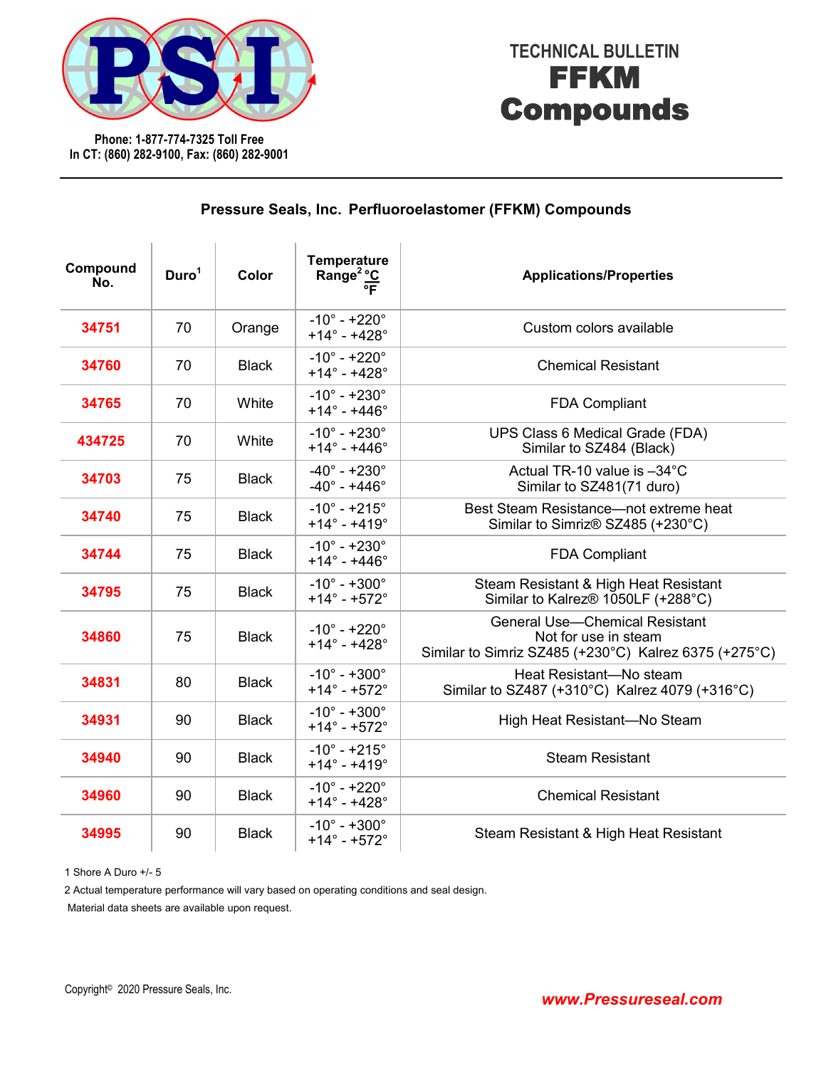PSI

Phone: 1-877-774-7325 Toll Free
In CT: (860) 282-9100, Fax: (860) 282-9001

# TECHNICAL BULLETIN
# FFKM Compounds

## Pressure Seals, Inc. Perfluoroelastomer (FFKM) Compounds

| Compound No. | Duro[1] | Color | Temperature Range[2] °C / °F | Applications/Properties |
|---|---|---|---|---|
| 34751 | 70 | Orange | -10° - +220°<br>+14° - +428° | Custom colors available |
| 34760 | 70 | Black | -10° - +220°<br>+14° - +428° | Chemical Resistant |
| 34765 | 70 | White | -10° - +230°<br>+14° - +446° | FDA Compliant |
| 434725 | 70 | White | -10° - +230°<br>+14° - +446° | UPS Class 6 Medical Grade (FDA)<br>Similar to SZ484 (Black) |
| 34703 | 75 | Black | -40° - +230°<br>-40° - +446° | Actual TR-10 value is –34°C<br>Similar to SZ481(71 duro) |
| 34740 | 75 | Black | -10° - +215°<br>+14° - +419° | Best Steam Resistance—not extreme heat<br>Similar to Simriz® SZ485 (+230°C) |
| 34744 | 75 | Black | -10° - +230°<br>+14° - +446° | FDA Compliant |
| 34795 | 75 | Black | -10° - +300°<br>+14° - +572° | Steam Resistant & High Heat Resistant<br>Similar to Kalrez® 1050LF (+288°C) |
| 34860 | 75 | Black | -10° - +220°<br>+14° - +428° | General Use—Chemical Resistant<br>Not for use in steam<br>Similar to Simriz SZ485 (+230°C) Kalrez 6375 (+275°C) |
| 34831 | 80 | Black | -10° - +300°<br>+14° - +572° | Heat Resistant—No steam<br>Similar to SZ487 (+310°C) Kalrez 4079 (+316°C) |
| 34931 | 90 | Black | -10° - +300°<br>+14° - +572° | High Heat Resistant—No Steam |
| 34940 | 90 | Black | -10° - +215°<br>+14° - +419° | Steam Resistant |
| 34960 | 90 | Black | -10° - +220°<br>+14° - +428° | Chemical Resistant |
| 34995 | 90 | Black | -10° - +300°<br>+14° - +572° | Steam Resistant & High Heat Resistant |

1 Shore A Duro +/- 5

2 Actual temperature performance will vary based on operating conditions and seal design.

Material data sheets are available upon request.

Copyright© 2020 Pressure Seals, Inc.

www.Pressureseal.com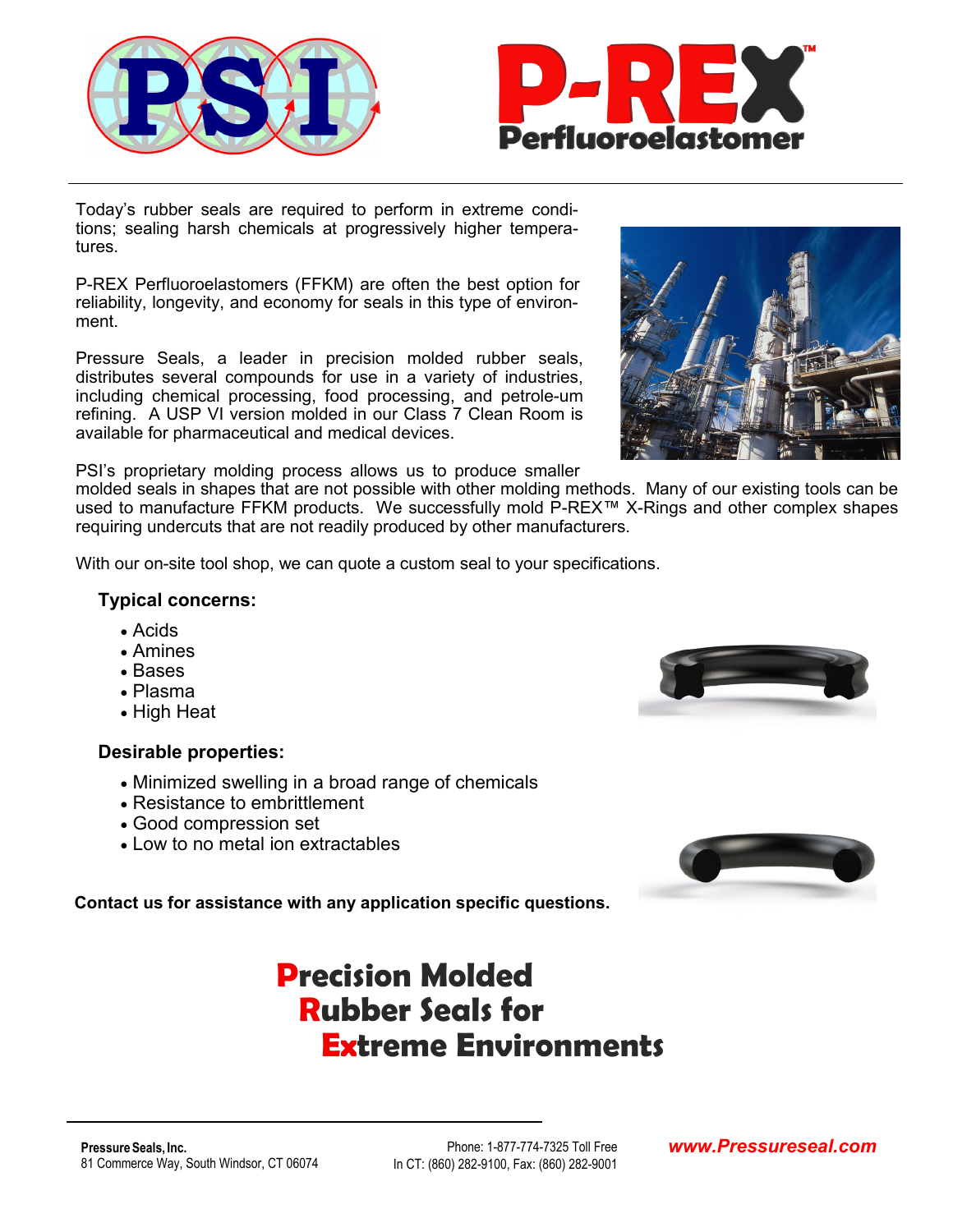# PSI

# P-REX™ Perfluoroelastomer

Today's rubber seals are required to perform in extreme conditions; sealing harsh chemicals at progressively higher temperatures.

P-REX Perfluoroelastomers (FFKM) are often the best option for reliability, longevity, and economy for seals in this type of environment.

Pressure Seals, a leader in precision molded rubber seals, distributes several compounds for use in a variety of industries, including chemical processing, food processing, and petrole-um refining. A USP VI version molded in our Class 7 Clean Room is available for pharmaceutical and medical devices.

PSI's proprietary molding process allows us to produce smaller molded seals in shapes that are not possible with other molding methods. Many of our existing tools can be used to manufacture FFKM products. We successfully mold P-REX™ X-Rings and other complex shapes requiring undercuts that are not readily produced by other manufacturers.

With our on-site tool shop, we can quote a custom seal to your specifications.

**Typical concerns:**

- Acids
- Amines
- Bases
- Plasma
- High Heat

**Desirable properties:**

- Minimized swelling in a broad range of chemicals
- Resistance to embrittlement
- Good compression set
- Low to no metal ion extractables

**Contact us for assistance with any application specific questions.**

## Precision Molded Rubber Seals for Extreme Environments

**Pressure Seals, Inc.**
81 Commerce Way, South Windsor, CT 06074

Phone: 1-877-774-7325 Toll Free
In CT: (860) 282-9100, Fax: (860) 282-9001

***www.Pressureseal.com***